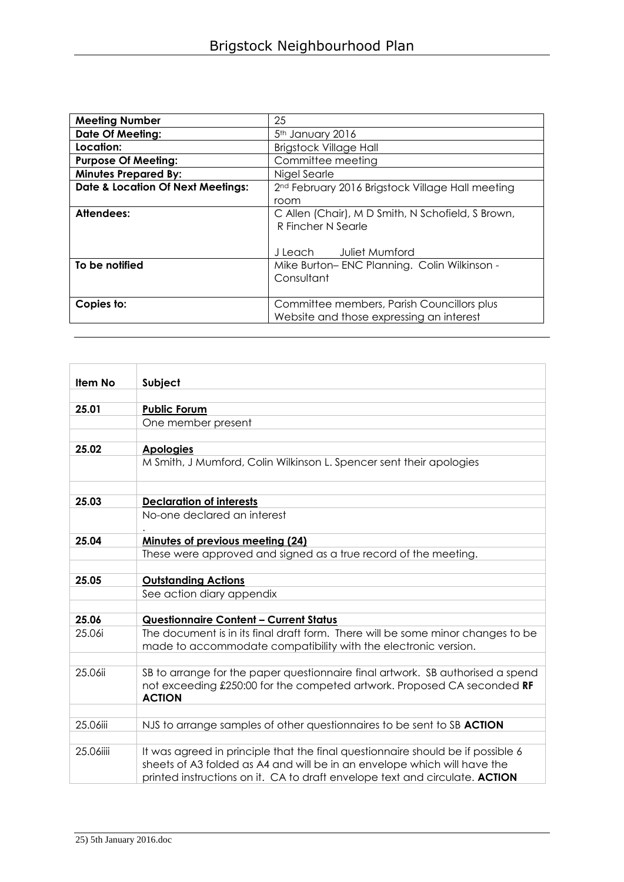# Brigstock Neighbourhood Plan

| | |
|---|---|
| **Meeting Number** | 25 |
| **Date Of Meeting:** | 5th January 2016 |
| **Location:** | Brigstock Village Hall |
| **Purpose Of Meeting:** | Committee meeting |
| **Minutes Prepared By:** | Nigel Searle |
| **Date & Location Of Next Meetings:** | 2nd February 2016 Brigstock Village Hall meeting room |
| **Attendees:** | C Allen (Chair), M D Smith, N Schofield, S Brown, R Fincher N Searle<br><br>J Leach Juliet Mumford |
| **To be notified** | Mike Burton– ENC Planning. Colin Wilkinson - Consultant |
| **Copies to:** | Committee members, Parish Councillors plus Website and those expressing an interest |

| Item No | Subject |
|---|---|
| **25.01** | **Public Forum** |
| | One member present |
| **25.02** | **Apologies** |
| | M Smith, J Mumford, Colin Wilkinson L. Spencer sent their apologies |
| **25.03** | **Declaration of interests** |
| | No-one declared an interest<br>. |
| **25.04** | **Minutes of previous meeting (24)** |
| | These were approved and signed as a true record of the meeting. |
| **25.05** | **Outstanding Actions** |
| | See action diary appendix |
| **25.06** | **Questionnaire Content – Current Status** |
| 25.06i | The document is in its final draft form. There will be some minor changes to be made to accommodate compatibility with the electronic version. |
| 25.06ii | SB to arrange for the paper questionnaire final artwork. SB authorised a spend not exceeding £250:00 for the competed artwork. Proposed CA seconded **RF ACTION** |
| 25.06iii | NJS to arrange samples of other questionnaires to be sent to SB **ACTION** |
| 25.06iiii | It was agreed in principle that the final questionnaire should be if possible 6 sheets of A3 folded as A4 and will be in an envelope which will have the printed instructions on it. CA to draft envelope text and circulate. **ACTION** |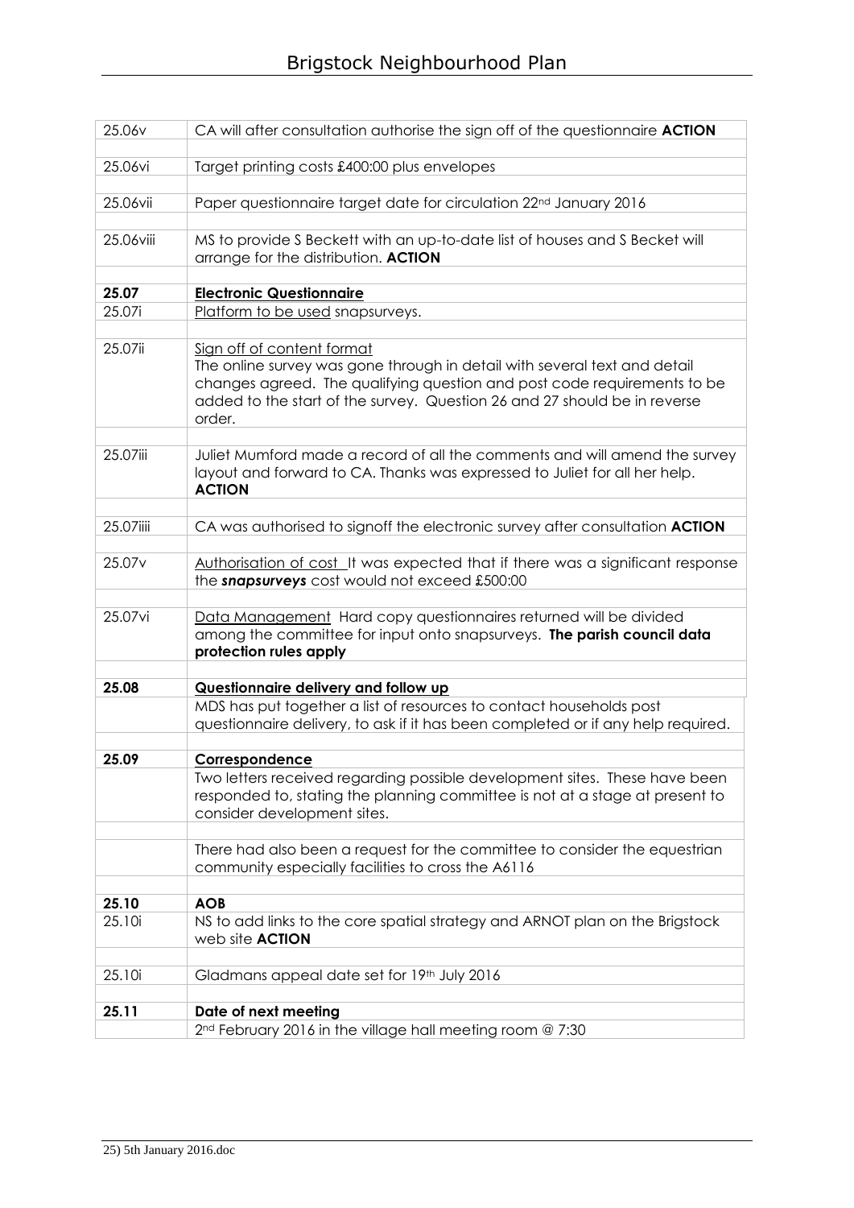| | |
|---|---|
| 25.06v | CA will after consultation authorise the sign off of the questionnaire **ACTION** |
| 25.06vi | Target printing costs £400:00 plus envelopes |
| 25.06vii | Paper questionnaire target date for circulation 22nd January 2016 |
| 25.06viii | MS to provide S Beckett with an up-to-date list of houses and S Becket will arrange for the distribution. **ACTION** |
| **25.07** | **Electronic Questionnaire** |
| 25.07i | Platform to be used snapsurveys. |
| 25.07ii | Sign off of content format<br>The online survey was gone through in detail with several text and detail changes agreed. The qualifying question and post code requirements to be added to the start of the survey. Question 26 and 27 should be in reverse order. |
| 25.07iii | Juliet Mumford made a record of all the comments and will amend the survey layout and forward to CA. Thanks was expressed to Juliet for all her help. **ACTION** |
| 25.07iiii | CA was authorised to signoff the electronic survey after consultation **ACTION** |
| 25.07v | Authorisation of cost It was expected that if there was a significant response the ***snapsurveys*** cost would not exceed £500:00 |
| 25.07vi | Data Management Hard copy questionnaires returned will be divided among the committee for input onto snapsurveys. **The parish council data protection rules apply** |
| **25.08** | **Questionnaire delivery and follow up** |
| | MDS has put together a list of resources to contact households post questionnaire delivery, to ask if it has been completed or if any help required. |
| **25.09** | **Correspondence** |
| | Two letters received regarding possible development sites. These have been responded to, stating the planning committee is not at a stage at present to consider development sites. |
| | There had also been a request for the committee to consider the equestrian community especially facilities to cross the A6116 |
| **25.10** | **AOB** |
| 25.10i | NS to add links to the core spatial strategy and ARNOT plan on the Brigstock web site **ACTION** |
| 25.10i | Gladmans appeal date set for 19th July 2016 |
| **25.11** | **Date of next meeting** |
| | 2nd February 2016 in the village hall meeting room @ 7:30 |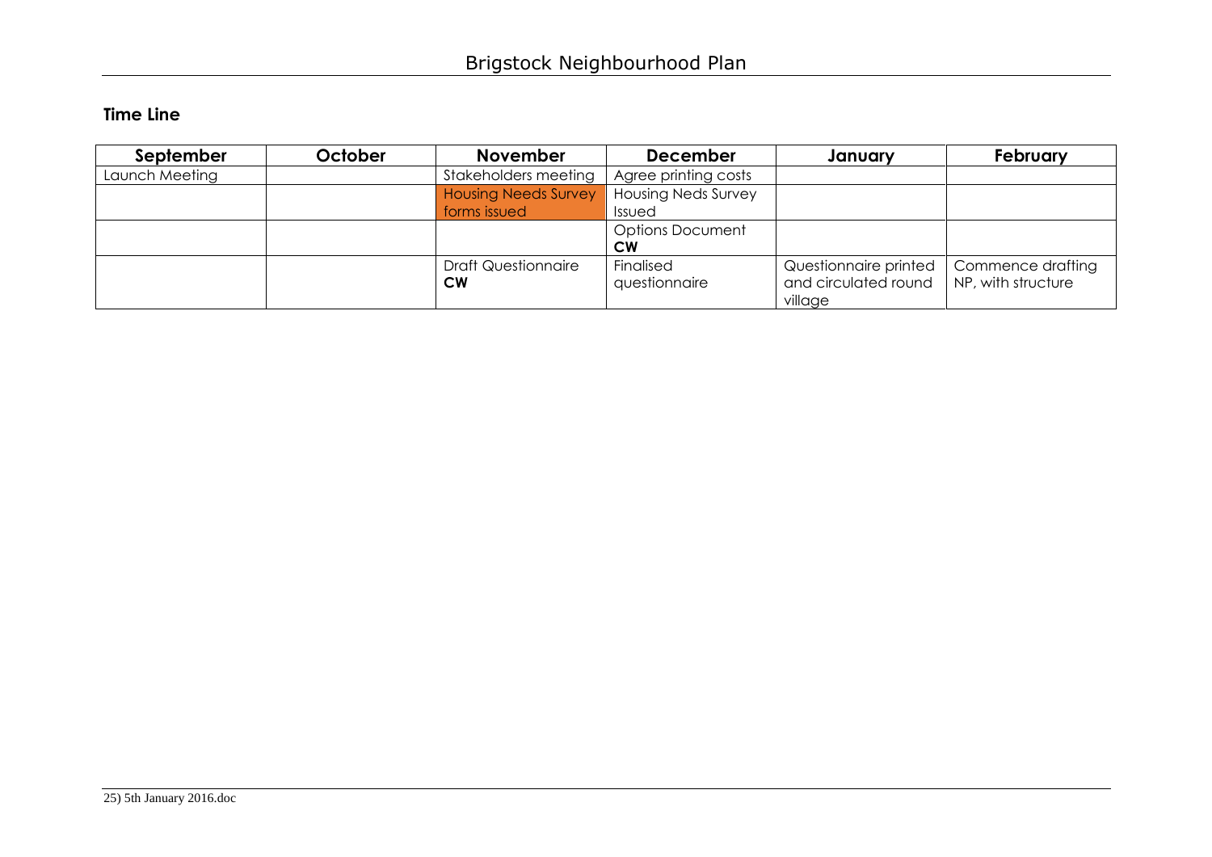**Time Line**

| September | October | November | December | January | February |
|---|---|---|---|---|---|
| Launch Meeting | | Stakeholders meeting | Agree printing costs | | |
| | | Housing Needs Survey forms issued | Housing Neds Survey Issued | | |
| | | | Options Document **CW** | | |
| | | Draft Questionnaire **CW** | Finalised questionnaire | Questionnaire printed and circulated round village | Commence drafting NP, with structure |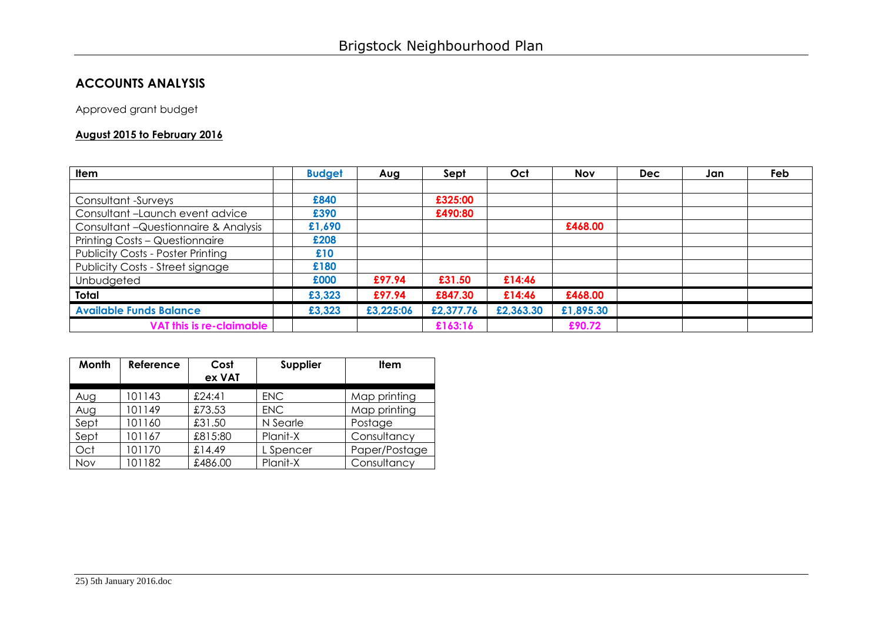## ACCOUNTS ANALYSIS

Approved grant budget

**August 2015 to February 2016**

| Item | | Budget | Aug | Sept | Oct | Nov | Dec | Jan | Feb |
|---|---|---|---|---|---|---|---|---|---|
| | | | | | | | | | |
| Consultant -Surveys | | £840 | | £325:00 | | | | | |
| Consultant –Launch event advice | | £390 | | £490:80 | | | | | |
| Consultant –Questionnaire & Analysis | | £1,690 | | | | £468.00 | | | |
| Printing Costs – Questionnaire | | £208 | | | | | | | |
| Publicity Costs - Poster Printing | | £10 | | | | | | | |
| Publicity Costs - Street signage | | £180 | | | | | | | |
| Unbudgeted | | £000 | £97.94 | £31.50 | £14:46 | | | | |
| **Total** | | £3,323 | £97.94 | £847.30 | £14:46 | £468.00 | | | |
| **Available Funds Balance** | | £3,323 | £3,225:06 | £2,377.76 | £2,363.30 | £1,895.30 | | | |
| **VAT this is re-claimable** | | | | £163:16 | | £90.72 | | | |

| Month | Reference | Cost ex VAT | Supplier | Item |
|---|---|---|---|---|
| Aug | 101143 | £24:41 | ENC | Map printing |
| Aug | 101149 | £73.53 | ENC | Map printing |
| Sept | 101160 | £31.50 | N Searle | Postage |
| Sept | 101167 | £815:80 | Planit-X | Consultancy |
| Oct | 101170 | £14.49 | L Spencer | Paper/Postage |
| Nov | 101182 | £486.00 | Planit-X | Consultancy |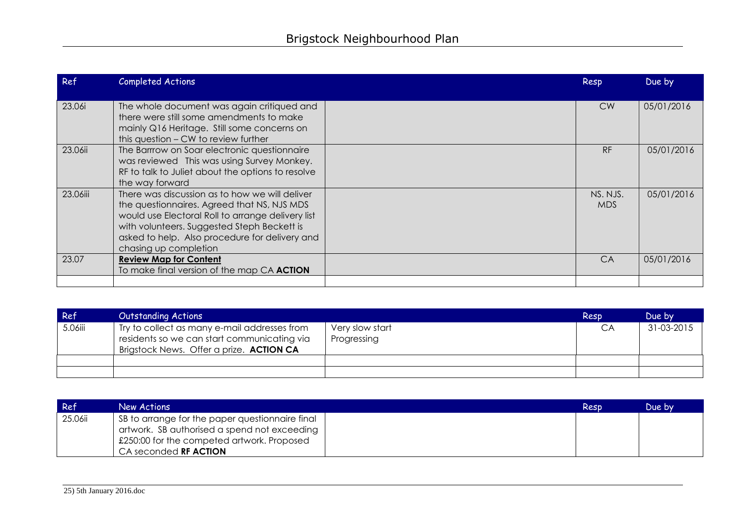| Ref | Completed Actions | | Resp | Due by |
|---|---|---|---|---|
| 23.06i | The whole document was again critiqued and there were still some amendments to make mainly Q16 Heritage. Still some concerns on this question – CW to review further | | CW | 05/01/2016 |
| 23.06ii | The Barrow on Soar electronic questionnaire was reviewed This was using Survey Monkey. RF to talk to Juliet about the options to resolve the way forward | | RF | 05/01/2016 |
| 23.06iii | There was discussion as to how we will deliver the questionnaires. Agreed that NS, NJS MDS would use Electoral Roll to arrange delivery list with volunteers. Suggested Steph Beckett is asked to help. Also procedure for delivery and chasing up completion | | NS. NJS. MDS | 05/01/2016 |
| 23.07 | **Review Map for Content** To make final version of the map CA **ACTION** | | CA | 05/01/2016 |
| | | | | |

| Ref | Outstanding Actions | | Resp | Due by |
|---|---|---|---|---|
| 5.06iii | Try to collect as many e-mail addresses from residents so we can start communicating via Brigstock News. Offer a prize. **ACTION CA** | Very slow start Progressing | CA | 31-03-2015 |
| | | | | |
| | | | | |

| Ref | New Actions | | Resp | Due by |
|---|---|---|---|---|
| 25.06ii | SB to arrange for the paper questionnaire final artwork. SB authorised a spend not exceeding £250:00 for the competed artwork. Proposed CA seconded **RF ACTION** | | | |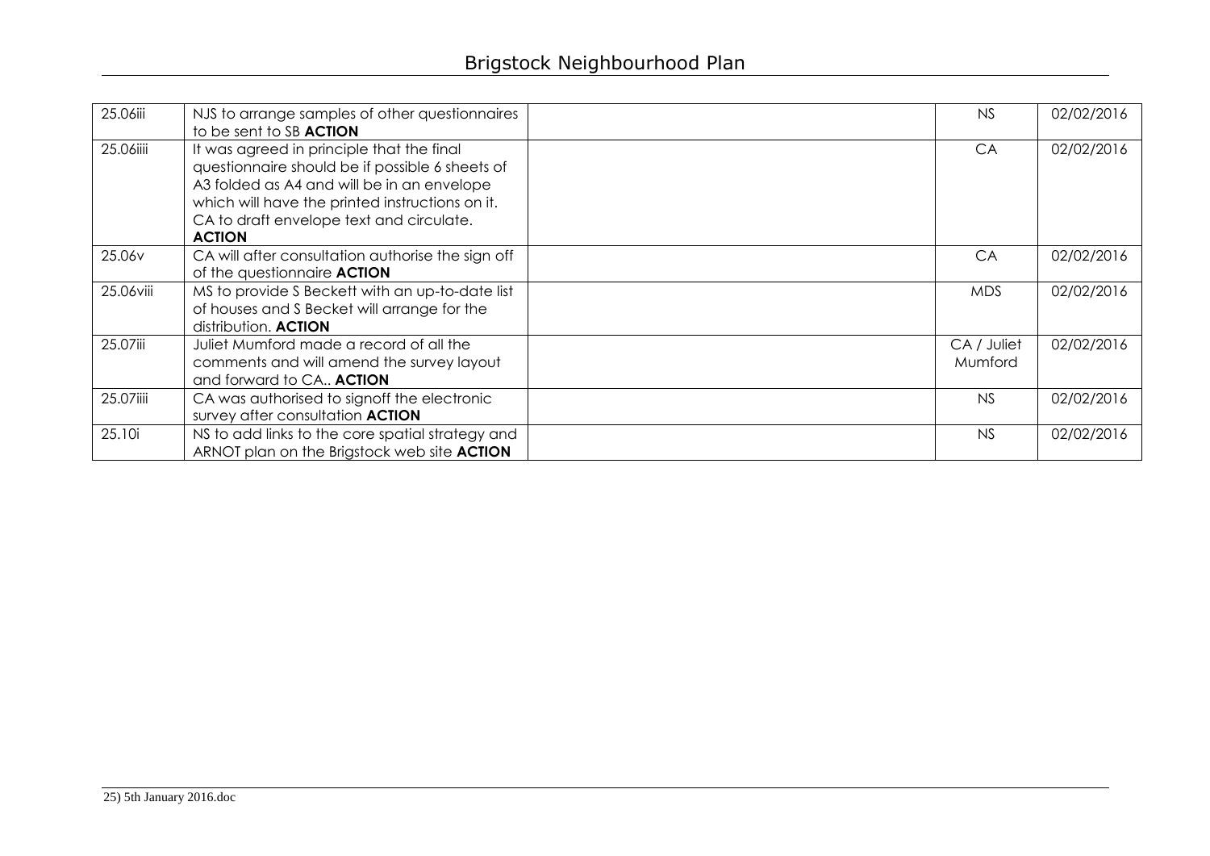| | | | | |
|---|---|---|---|---|
| 25.06iii | NJS to arrange samples of other questionnaires to be sent to SB **ACTION** | | NS | 02/02/2016 |
| 25.06iiii | It was agreed in principle that the final questionnaire should be if possible 6 sheets of A3 folded as A4 and will be in an envelope which will have the printed instructions on it. CA to draft envelope text and circulate. **ACTION** | | CA | 02/02/2016 |
| 25.06v | CA will after consultation authorise the sign off of the questionnaire **ACTION** | | CA | 02/02/2016 |
| 25.06viii | MS to provide S Beckett with an up-to-date list of houses and S Becket will arrange for the distribution. **ACTION** | | MDS | 02/02/2016 |
| 25.07iii | Juliet Mumford made a record of all the comments and will amend the survey layout and forward to CA.. **ACTION** | | CA / Juliet Mumford | 02/02/2016 |
| 25.07iiii | CA was authorised to signoff the electronic survey after consultation **ACTION** | | NS | 02/02/2016 |
| 25.10i | NS to add links to the core spatial strategy and ARNOT plan on the Brigstock web site **ACTION** | | NS | 02/02/2016 |